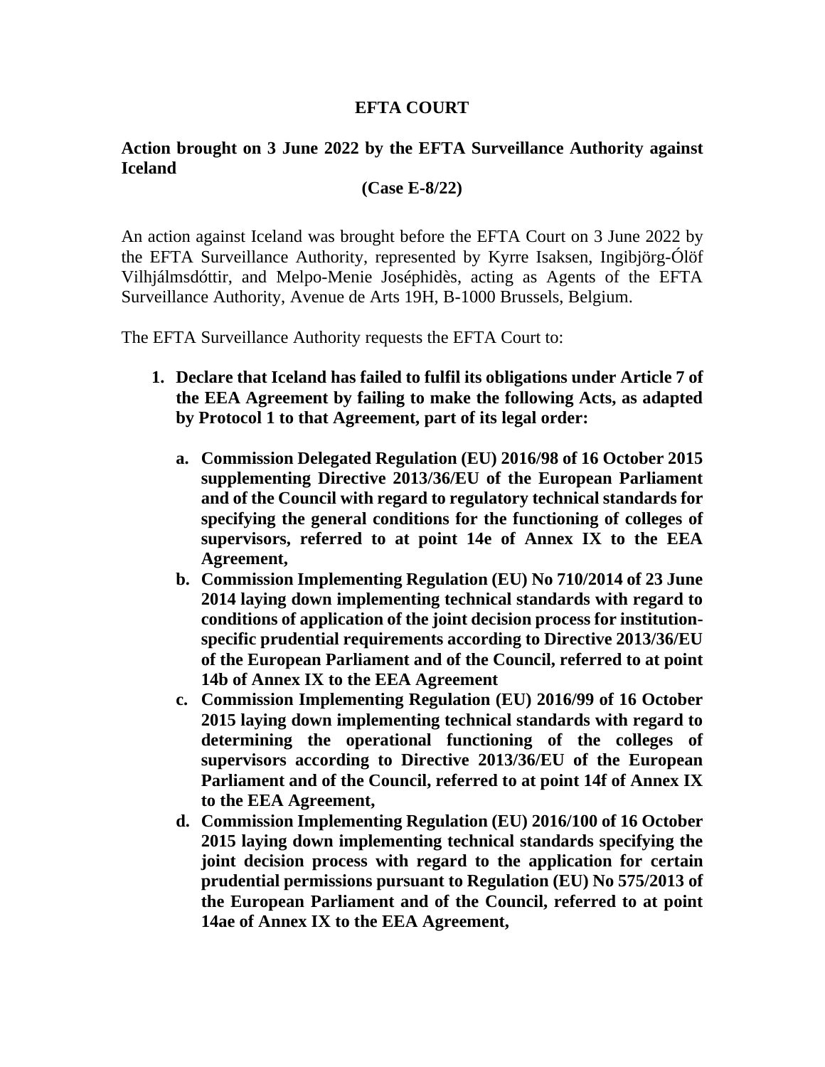# EFTA COURT

## Action brought on 3 June 2022 by the EFTA Surveillance Authority against Iceland

**(Case E-8/22)**

An action against Iceland was brought before the EFTA Court on 3 June 2022 by the EFTA Surveillance Authority, represented by Kyrre Isaksen, Ingibjörg-Ólöf Vilhjálmsdóttir, and Melpo-Menie Joséphidès, acting as Agents of the EFTA Surveillance Authority, Avenue de Arts 19H, B-1000 Brussels, Belgium.

The EFTA Surveillance Authority requests the EFTA Court to:

1. **Declare that Iceland has failed to fulfil its obligations under Article 7 of the EEA Agreement by failing to make the following Acts, as adapted by Protocol 1 to that Agreement, part of its legal order:**

   a. **Commission Delegated Regulation (EU) 2016/98 of 16 October 2015 supplementing Directive 2013/36/EU of the European Parliament and of the Council with regard to regulatory technical standards for specifying the general conditions for the functioning of colleges of supervisors, referred to at point 14e of Annex IX to the EEA Agreement,**

   b. **Commission Implementing Regulation (EU) No 710/2014 of 23 June 2014 laying down implementing technical standards with regard to conditions of application of the joint decision process for institution-specific prudential requirements according to Directive 2013/36/EU of the European Parliament and of the Council, referred to at point 14b of Annex IX to the EEA Agreement**

   c. **Commission Implementing Regulation (EU) 2016/99 of 16 October 2015 laying down implementing technical standards with regard to determining the operational functioning of the colleges of supervisors according to Directive 2013/36/EU of the European Parliament and of the Council, referred to at point 14f of Annex IX to the EEA Agreement,**

   d. **Commission Implementing Regulation (EU) 2016/100 of 16 October 2015 laying down implementing technical standards specifying the joint decision process with regard to the application for certain prudential permissions pursuant to Regulation (EU) No 575/2013 of the European Parliament and of the Council, referred to at point 14ae of Annex IX to the EEA Agreement,**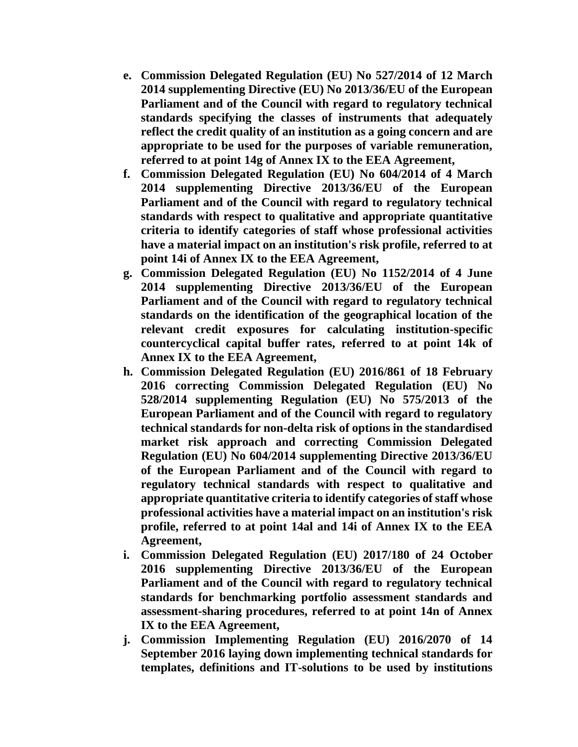e. **Commission Delegated Regulation (EU) No 527/2014 of 12 March 2014 supplementing Directive (EU) No 2013/36/EU of the European Parliament and of the Council with regard to regulatory technical standards specifying the classes of instruments that adequately reflect the credit quality of an institution as a going concern and are appropriate to be used for the purposes of variable remuneration, referred to at point 14g of Annex IX to the EEA Agreement,**
f. **Commission Delegated Regulation (EU) No 604/2014 of 4 March 2014 supplementing Directive 2013/36/EU of the European Parliament and of the Council with regard to regulatory technical standards with respect to qualitative and appropriate quantitative criteria to identify categories of staff whose professional activities have a material impact on an institution's risk profile, referred to at point 14i of Annex IX to the EEA Agreement,**
g. **Commission Delegated Regulation (EU) No 1152/2014 of 4 June 2014 supplementing Directive 2013/36/EU of the European Parliament and of the Council with regard to regulatory technical standards on the identification of the geographical location of the relevant credit exposures for calculating institution-specific countercyclical capital buffer rates, referred to at point 14k of Annex IX to the EEA Agreement,**
h. **Commission Delegated Regulation (EU) 2016/861 of 18 February 2016 correcting Commission Delegated Regulation (EU) No 528/2014 supplementing Regulation (EU) No 575/2013 of the European Parliament and of the Council with regard to regulatory technical standards for non-delta risk of options in the standardised market risk approach and correcting Commission Delegated Regulation (EU) No 604/2014 supplementing Directive 2013/36/EU of the European Parliament and of the Council with regard to regulatory technical standards with respect to qualitative and appropriate quantitative criteria to identify categories of staff whose professional activities have a material impact on an institution's risk profile, referred to at point 14al and 14i of Annex IX to the EEA Agreement,**
i. **Commission Delegated Regulation (EU) 2017/180 of 24 October 2016 supplementing Directive 2013/36/EU of the European Parliament and of the Council with regard to regulatory technical standards for benchmarking portfolio assessment standards and assessment-sharing procedures, referred to at point 14n of Annex IX to the EEA Agreement,**
j. **Commission Implementing Regulation (EU) 2016/2070 of 14 September 2016 laying down implementing technical standards for templates, definitions and IT-solutions to be used by institutions**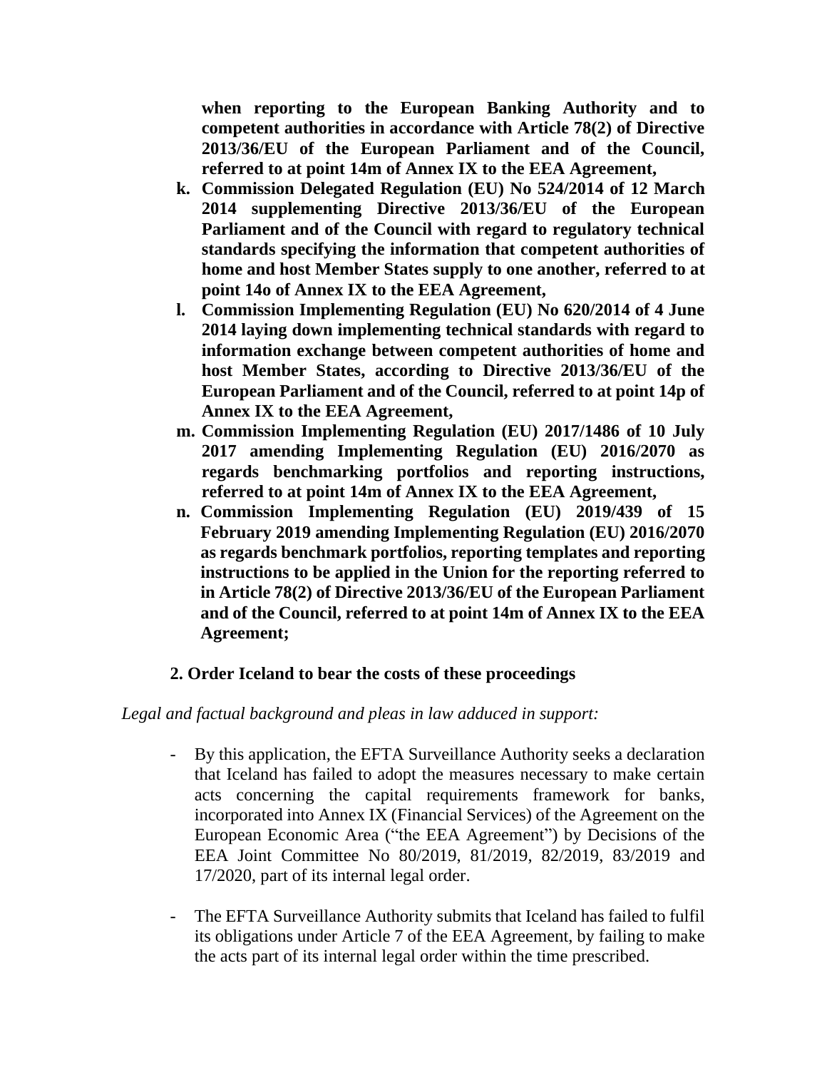**when reporting to the European Banking Authority and to competent authorities in accordance with Article 78(2) of Directive 2013/36/EU of the European Parliament and of the Council, referred to at point 14m of Annex IX to the EEA Agreement,**

**k. Commission Delegated Regulation (EU) No 524/2014 of 12 March 2014 supplementing Directive 2013/36/EU of the European Parliament and of the Council with regard to regulatory technical standards specifying the information that competent authorities of home and host Member States supply to one another, referred to at point 14o of Annex IX to the EEA Agreement,**

**l. Commission Implementing Regulation (EU) No 620/2014 of 4 June 2014 laying down implementing technical standards with regard to information exchange between competent authorities of home and host Member States, according to Directive 2013/36/EU of the European Parliament and of the Council, referred to at point 14p of Annex IX to the EEA Agreement,**

**m. Commission Implementing Regulation (EU) 2017/1486 of 10 July 2017 amending Implementing Regulation (EU) 2016/2070 as regards benchmarking portfolios and reporting instructions, referred to at point 14m of Annex IX to the EEA Agreement,**

**n. Commission Implementing Regulation (EU) 2019/439 of 15 February 2019 amending Implementing Regulation (EU) 2016/2070 as regards benchmark portfolios, reporting templates and reporting instructions to be applied in the Union for the reporting referred to in Article 78(2) of Directive 2013/36/EU of the European Parliament and of the Council, referred to at point 14m of Annex IX to the EEA Agreement;**

**2. Order Iceland to bear the costs of these proceedings**

*Legal and factual background and pleas in law adduced in support:*

- By this application, the EFTA Surveillance Authority seeks a declaration that Iceland has failed to adopt the measures necessary to make certain acts concerning the capital requirements framework for banks, incorporated into Annex IX (Financial Services) of the Agreement on the European Economic Area ("the EEA Agreement") by Decisions of the EEA Joint Committee No 80/2019, 81/2019, 82/2019, 83/2019 and 17/2020, part of its internal legal order.

- The EFTA Surveillance Authority submits that Iceland has failed to fulfil its obligations under Article 7 of the EEA Agreement, by failing to make the acts part of its internal legal order within the time prescribed.